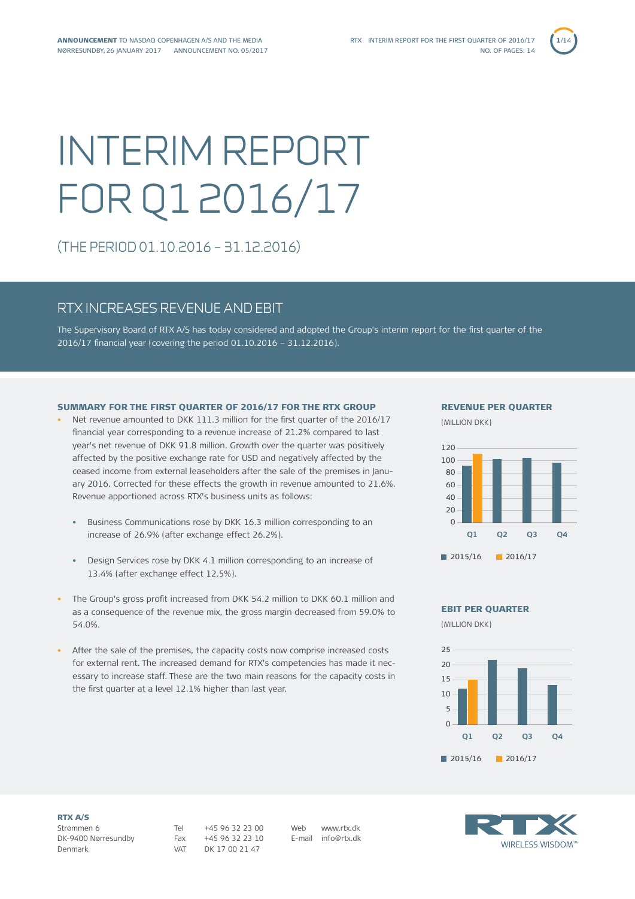**ANNOUNCEMENT** TO NASDAQ COPENHAGEN A/S AND THE MEDIA
NØRRESUNDBY, 26 JANUARY 2017 ANNOUNCEMENT NO. 05/2017

# INTERIM REPORT FOR Q1 2016/17

(THE PERIOD 01.10.2016 – 31.12.2016)

## RTX INCREASES REVENUE AND EBIT

The Supervisory Board of RTX A/S has today considered and adopted the Group's interim report for the first quarter of the 2016/17 financial year (covering the period 01.10.2016 – 31.12.2016).

### SUMMARY FOR THE FIRST QUARTER OF 2016/17 FOR THE RTX GROUP

- Net revenue amounted to DKK 111.3 million for the first quarter of the 2016/17 financial year corresponding to a revenue increase of 21.2% compared to last year's net revenue of DKK 91.8 million. Growth over the quarter was positively affected by the positive exchange rate for USD and negatively affected by the ceased income from external leaseholders after the sale of the premises in January 2016. Corrected for these effects the growth in revenue amounted to 21.6%. Revenue apportioned across RTX's business units as follows:
  - Business Communications rose by DKK 16.3 million corresponding to an increase of 26.9% (after exchange effect 26.2%).
  - Design Services rose by DKK 4.1 million corresponding to an increase of 13.4% (after exchange effect 12.5%).
- The Group's gross profit increased from DKK 54.2 million to DKK 60.1 million and as a consequence of the revenue mix, the gross margin decreased from 59.0% to 54.0%.
- After the sale of the premises, the capacity costs now comprise increased costs for external rent. The increased demand for RTX's competencies has made it necessary to increase staff. These are the two main reasons for the capacity costs in the first quarter at a level 12.1% higher than last year.

### REVENUE PER QUARTER

(MILLION DKK)

### EBIT PER QUARTER

(MILLION DKK)

**RTX A/S**
Strømmen 6
DK-9400 Nørresundby
Denmark

Tel +45 96 32 23 00
Fax +45 96 32 23 10
VAT DK 17 00 21 47

Web www.rtx.dk
E-mail info@rtx.dk

WIRELESS WISDOM™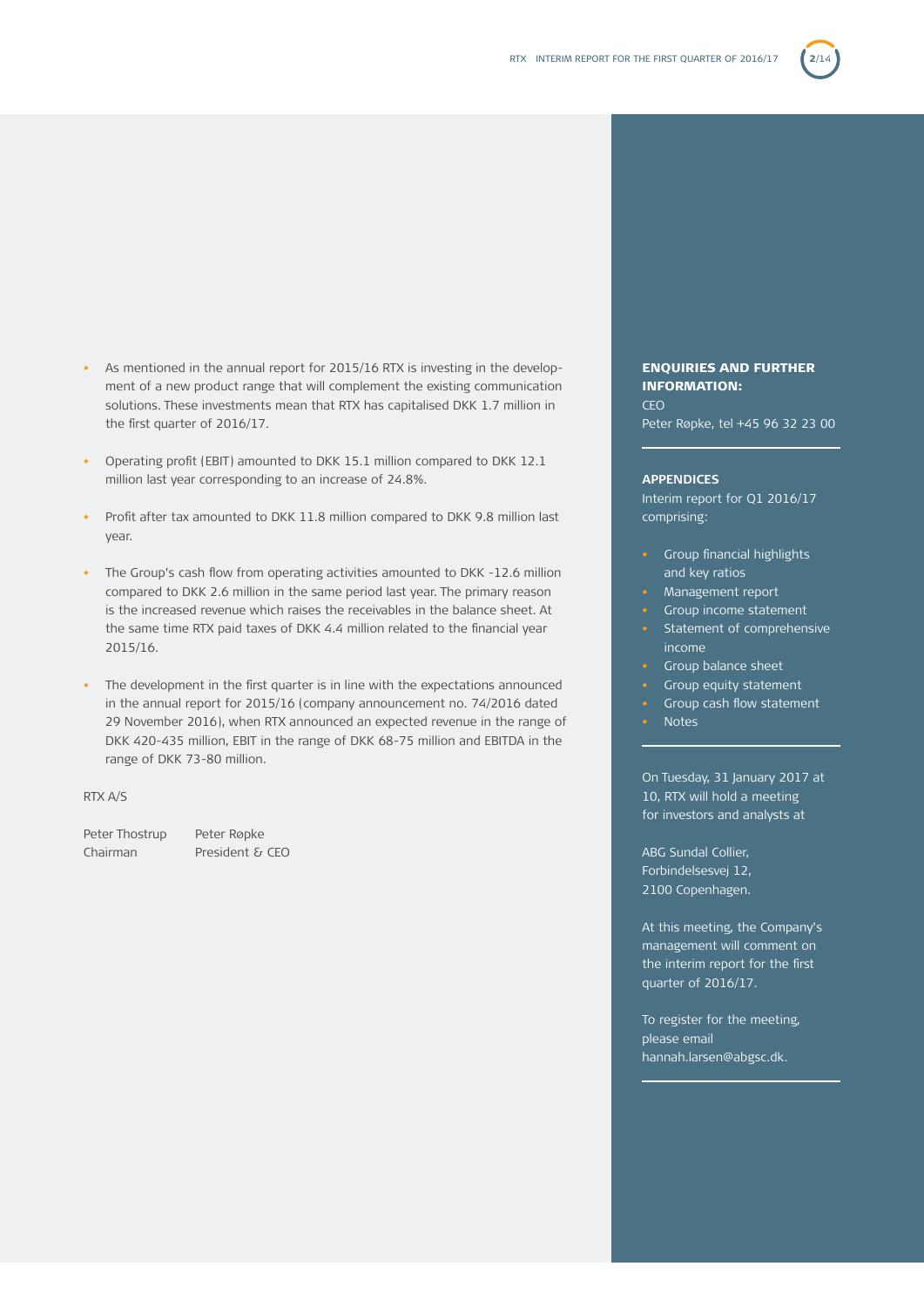- As mentioned in the annual report for 2015/16 RTX is investing in the development of a new product range that will complement the existing communication solutions. These investments mean that RTX has capitalised DKK 1.7 million in the first quarter of 2016/17.

- Operating profit (EBIT) amounted to DKK 15.1 million compared to DKK 12.1 million last year corresponding to an increase of 24.8%.

- Profit after tax amounted to DKK 11.8 million compared to DKK 9.8 million last year.

- The Group's cash flow from operating activities amounted to DKK -12.6 million compared to DKK 2.6 million in the same period last year. The primary reason is the increased revenue which raises the receivables in the balance sheet. At the same time RTX paid taxes of DKK 4.4 million related to the financial year 2015/16.

- The development in the first quarter is in line with the expectations announced in the annual report for 2015/16 (company announcement no. 74/2016 dated 29 November 2016), when RTX announced an expected revenue in the range of DKK 420-435 million, EBIT in the range of DKK 68-75 million and EBITDA in the range of DKK 73-80 million.

RTX A/S

| Peter Thostrup | Peter Røpke |
|---|---|
| Chairman | President & CEO |

**ENQUIRIES AND FURTHER INFORMATION:**

CEO
Peter Røpke, tel +45 96 32 23 00

**APPENDICES**

Interim report for Q1 2016/17 comprising:

- Group financial highlights and key ratios
- Management report
- Group income statement
- Statement of comprehensive income
- Group balance sheet
- Group equity statement
- Group cash flow statement
- Notes

On Tuesday, 31 January 2017 at 10, RTX will hold a meeting for investors and analysts at

ABG Sundal Collier,
Forbindelsesvej 12,
2100 Copenhagen.

At this meeting, the Company's management will comment on the interim report for the first quarter of 2016/17.

To register for the meeting, please email hannah.larsen@abgsc.dk.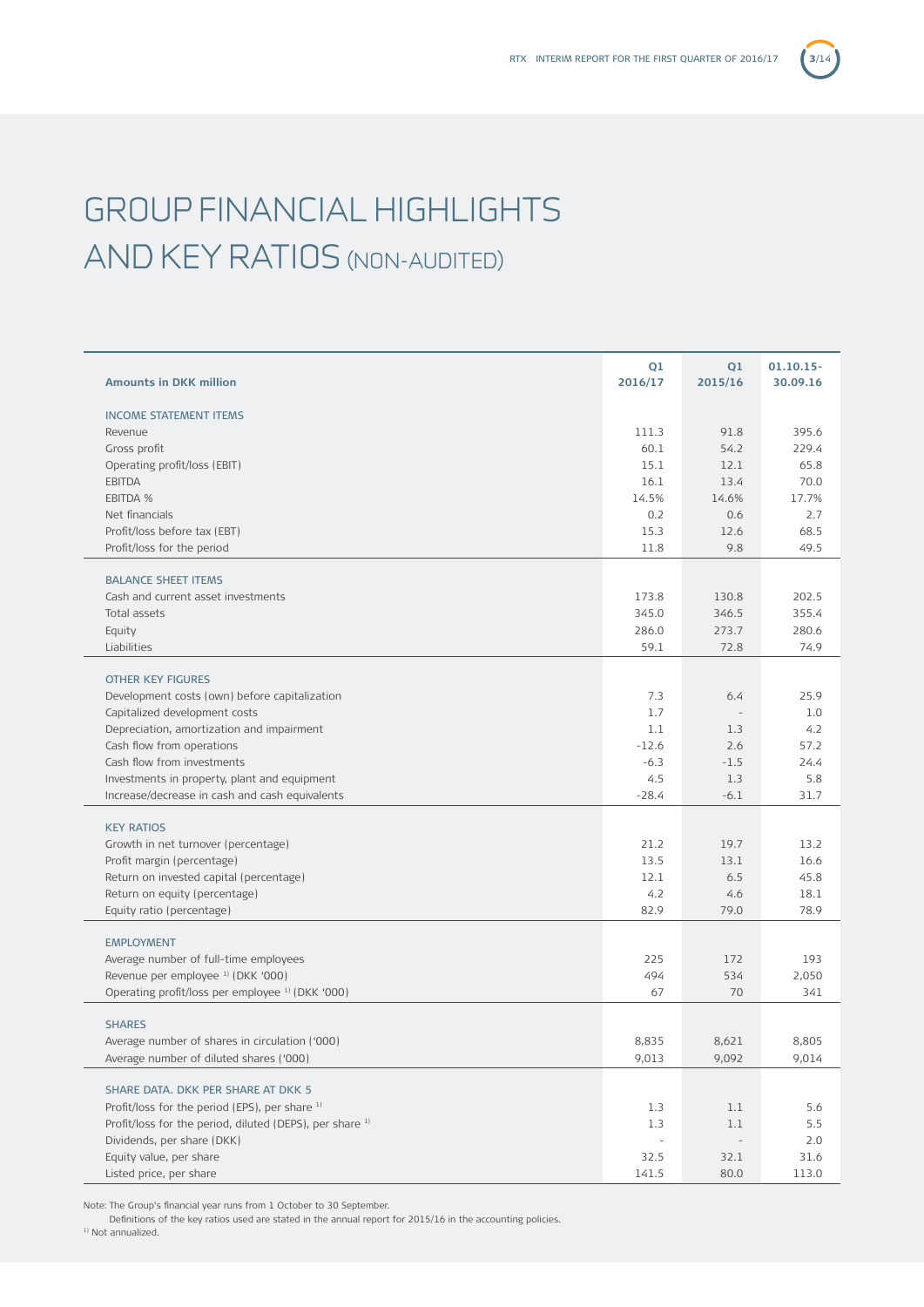# GROUP FINANCIAL HIGHLIGHTS AND KEY RATIOS (NON-AUDITED)

| Amounts in DKK million | Q1 2016/17 | Q1 2015/16 | 01.10.15-30.09.16 |
|---|---|---|---|
| **INCOME STATEMENT ITEMS** | | | |
| Revenue | 111.3 | 91.8 | 395.6 |
| Gross profit | 60.1 | 54.2 | 229.4 |
| Operating profit/loss (EBIT) | 15.1 | 12.1 | 65.8 |
| EBITDA | 16.1 | 13.4 | 70.0 |
| EBITDA % | 14.5% | 14.6% | 17.7% |
| Net financials | 0.2 | 0.6 | 2.7 |
| Profit/loss before tax (EBT) | 15.3 | 12.6 | 68.5 |
| Profit/loss for the period | 11.8 | 9.8 | 49.5 |
| **BALANCE SHEET ITEMS** | | | |
| Cash and current asset investments | 173.8 | 130.8 | 202.5 |
| Total assets | 345.0 | 346.5 | 355.4 |
| Equity | 286.0 | 273.7 | 280.6 |
| Liabilities | 59.1 | 72.8 | 74.9 |
| **OTHER KEY FIGURES** | | | |
| Development costs (own) before capitalization | 7.3 | 6.4 | 25.9 |
| Capitalized development costs | 1.7 | - | 1.0 |
| Depreciation, amortization and impairment | 1.1 | 1.3 | 4.2 |
| Cash flow from operations | -12.6 | 2.6 | 57.2 |
| Cash flow from investments | -6.3 | -1.5 | 24.4 |
| Investments in property, plant and equipment | 4.5 | 1.3 | 5.8 |
| Increase/decrease in cash and cash equivalents | -28.4 | -6.1 | 31.7 |
| **KEY RATIOS** | | | |
| Growth in net turnover (percentage) | 21.2 | 19.7 | 13.2 |
| Profit margin (percentage) | 13.5 | 13.1 | 16.6 |
| Return on invested capital (percentage) | 12.1 | 6.5 | 45.8 |
| Return on equity (percentage) | 4.2 | 4.6 | 18.1 |
| Equity ratio (percentage) | 82.9 | 79.0 | 78.9 |
| **EMPLOYMENT** | | | |
| Average number of full-time employees | 225 | 172 | 193 |
| Revenue per employee [1] (DKK '000) | 494 | 534 | 2,050 |
| Operating profit/loss per employee [1] (DKK '000) | 67 | 70 | 341 |
| **SHARES** | | | |
| Average number of shares in circulation ('000) | 8,835 | 8,621 | 8,805 |
| Average number of diluted shares ('000) | 9,013 | 9,092 | 9,014 |
| **SHARE DATA. DKK PER SHARE AT DKK 5** | | | |
| Profit/loss for the period (EPS), per share [1] | 1.3 | 1.1 | 5.6 |
| Profit/loss for the period, diluted (DEPS), per share [1] | 1.3 | 1.1 | 5.5 |
| Dividends, per share (DKK) | - | - | 2.0 |
| Equity value, per share | 32.5 | 32.1 | 31.6 |
| Listed price, per share | 141.5 | 80.0 | 113.0 |

Note: The Group's financial year runs from 1 October to 30 September.
Definitions of the key ratios used are stated in the annual report for 2015/16 in the accounting policies.
[1] Not annualized.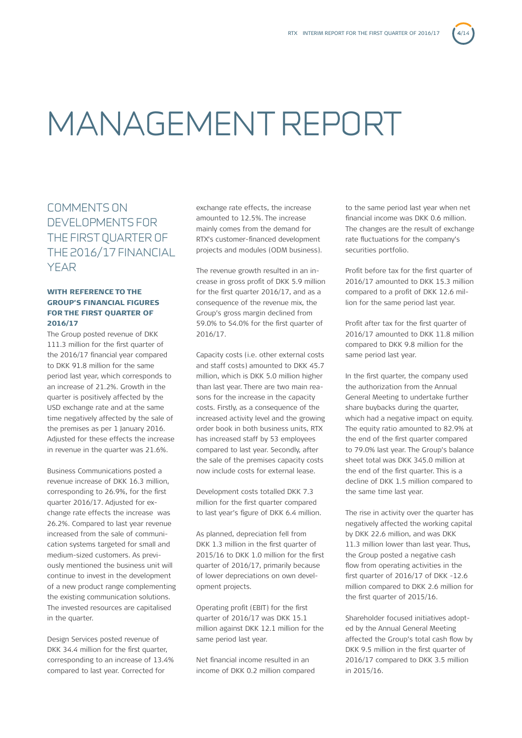# MANAGEMENT REPORT

## COMMENTS ON DEVELOPMENTS FOR THE FIRST QUARTER OF THE 2016/17 FINANCIAL YEAR

### WITH REFERENCE TO THE GROUP'S FINANCIAL FIGURES FOR THE FIRST QUARTER OF 2016/17

The Group posted revenue of DKK 111.3 million for the first quarter of the 2016/17 financial year compared to DKK 91.8 million for the same period last year, which corresponds to an increase of 21.2%. Growth in the quarter is positively affected by the USD exchange rate and at the same time negatively affected by the sale of the premises as per 1 January 2016. Adjusted for these effects the increase in revenue in the quarter was 21.6%.

Business Communications posted a revenue increase of DKK 16.3 million, corresponding to 26.9%, for the first quarter 2016/17. Adjusted for exchange rate effects the increase was 26.2%. Compared to last year revenue increased from the sale of communication systems targeted for small and medium-sized customers. As previously mentioned the business unit will continue to invest in the development of a new product range complementing the existing communication solutions. The invested resources are capitalised in the quarter.

Design Services posted revenue of DKK 34.4 million for the first quarter, corresponding to an increase of 13.4% compared to last year. Corrected for exchange rate effects, the increase amounted to 12.5%. The increase mainly comes from the demand for RTX's customer-financed development projects and modules (ODM business).

The revenue growth resulted in an increase in gross profit of DKK 5.9 million for the first quarter 2016/17, and as a consequence of the revenue mix, the Group's gross margin declined from 59.0% to 54.0% for the first quarter of 2016/17.

Capacity costs (i.e. other external costs and staff costs) amounted to DKK 45.7 million, which is DKK 5.0 million higher than last year. There are two main reasons for the increase in the capacity costs. Firstly, as a consequence of the increased activity level and the growing order book in both business units, RTX has increased staff by 53 employees compared to last year. Secondly, after the sale of the premises capacity costs now include costs for external lease.

Development costs totalled DKK 7.3 million for the first quarter compared to last year's figure of DKK 6.4 million.

As planned, depreciation fell from DKK 1.3 million in the first quarter of 2015/16 to DKK 1.0 million for the first quarter of 2016/17, primarily because of lower depreciations on own development projects.

Operating profit (EBIT) for the first quarter of 2016/17 was DKK 15.1 million against DKK 12.1 million for the same period last year.

Net financial income resulted in an income of DKK 0.2 million compared to the same period last year when net financial income was DKK 0.6 million. The changes are the result of exchange rate fluctuations for the company's securities portfolio.

Profit before tax for the first quarter of 2016/17 amounted to DKK 15.3 million compared to a profit of DKK 12.6 million for the same period last year.

Profit after tax for the first quarter of 2016/17 amounted to DKK 11.8 million compared to DKK 9.8 million for the same period last year.

In the first quarter, the company used the authorization from the Annual General Meeting to undertake further share buybacks during the quarter, which had a negative impact on equity. The equity ratio amounted to 82.9% at the end of the first quarter compared to 79.0% last year. The Group's balance sheet total was DKK 345.0 million at the end of the first quarter. This is a decline of DKK 1.5 million compared to the same time last year.

The rise in activity over the quarter has negatively affected the working capital by DKK 22.6 million, and was DKK 11.3 million lower than last year. Thus, the Group posted a negative cash flow from operating activities in the first quarter of 2016/17 of DKK -12.6 million compared to DKK 2.6 million for the first quarter of 2015/16.

Shareholder focused initiatives adopted by the Annual General Meeting affected the Group's total cash flow by DKK 9.5 million in the first quarter of 2016/17 compared to DKK 3.5 million in 2015/16.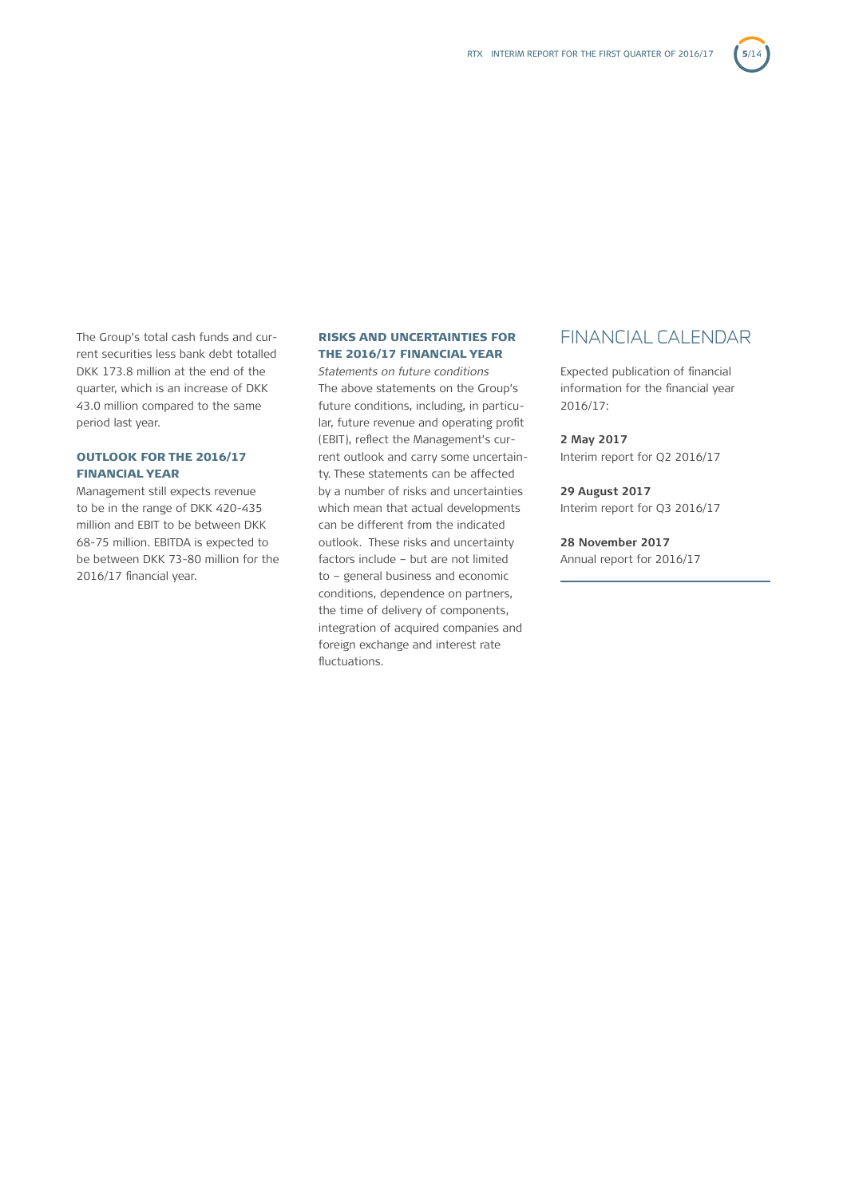The Group's total cash funds and current securities less bank debt totalled DKK 173.8 million at the end of the quarter, which is an increase of DKK 43.0 million compared to the same period last year.

### OUTLOOK FOR THE 2016/17 FINANCIAL YEAR

Management still expects revenue to be in the range of DKK 420-435 million and EBIT to be between DKK 68-75 million. EBITDA is expected to be between DKK 73-80 million for the 2016/17 financial year.

### RISKS AND UNCERTAINTIES FOR THE 2016/17 FINANCIAL YEAR

*Statements on future conditions*

The above statements on the Group's future conditions, including, in particular, future revenue and operating profit (EBIT), reflect the Management's current outlook and carry some uncertainty. These statements can be affected by a number of risks and uncertainties which mean that actual developments can be different from the indicated outlook. These risks and uncertainty factors include – but are not limited to – general business and economic conditions, dependence on partners, the time of delivery of components, integration of acquired companies and foreign exchange and interest rate fluctuations.

## FINANCIAL CALENDAR

Expected publication of financial information for the financial year 2016/17:

**2 May 2017**
Interim report for Q2 2016/17

**29 August 2017**
Interim report for Q3 2016/17

**28 November 2017**
Annual report for 2016/17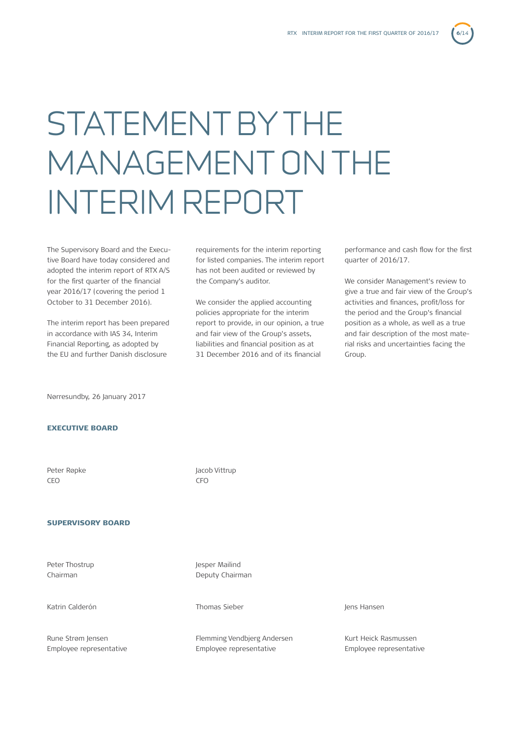# STATEMENT BY THE MANAGEMENT ON THE INTERIM REPORT

The Supervisory Board and the Executive Board have today considered and adopted the interim report of RTX A/S for the first quarter of the financial year 2016/17 (covering the period 1 October to 31 December 2016).

The interim report has been prepared in accordance with IAS 34, Interim Financial Reporting, as adopted by the EU and further Danish disclosure requirements for the interim reporting for listed companies. The interim report has not been audited or reviewed by the Company's auditor.

We consider the applied accounting policies appropriate for the interim report to provide, in our opinion, a true and fair view of the Group's assets, liabilities and financial position as at 31 December 2016 and of its financial performance and cash flow for the first quarter of 2016/17.

We consider Management's review to give a true and fair view of the Group's activities and finances, profit/loss for the period and the Group's financial position as a whole, as well as a true and fair description of the most material risks and uncertainties facing the Group.

Nørresundby, 26 January 2017

**EXECUTIVE BOARD**

Peter Røpke
CEO

Jacob Vittrup
CFO

**SUPERVISORY BOARD**

Peter Thostrup
Chairman

Jesper Mailind
Deputy Chairman

Katrin Calderón

Thomas Sieber

Jens Hansen

Rune Strøm Jensen
Employee representative

Flemming Vendbjerg Andersen
Employee representative

Kurt Heick Rasmussen
Employee representative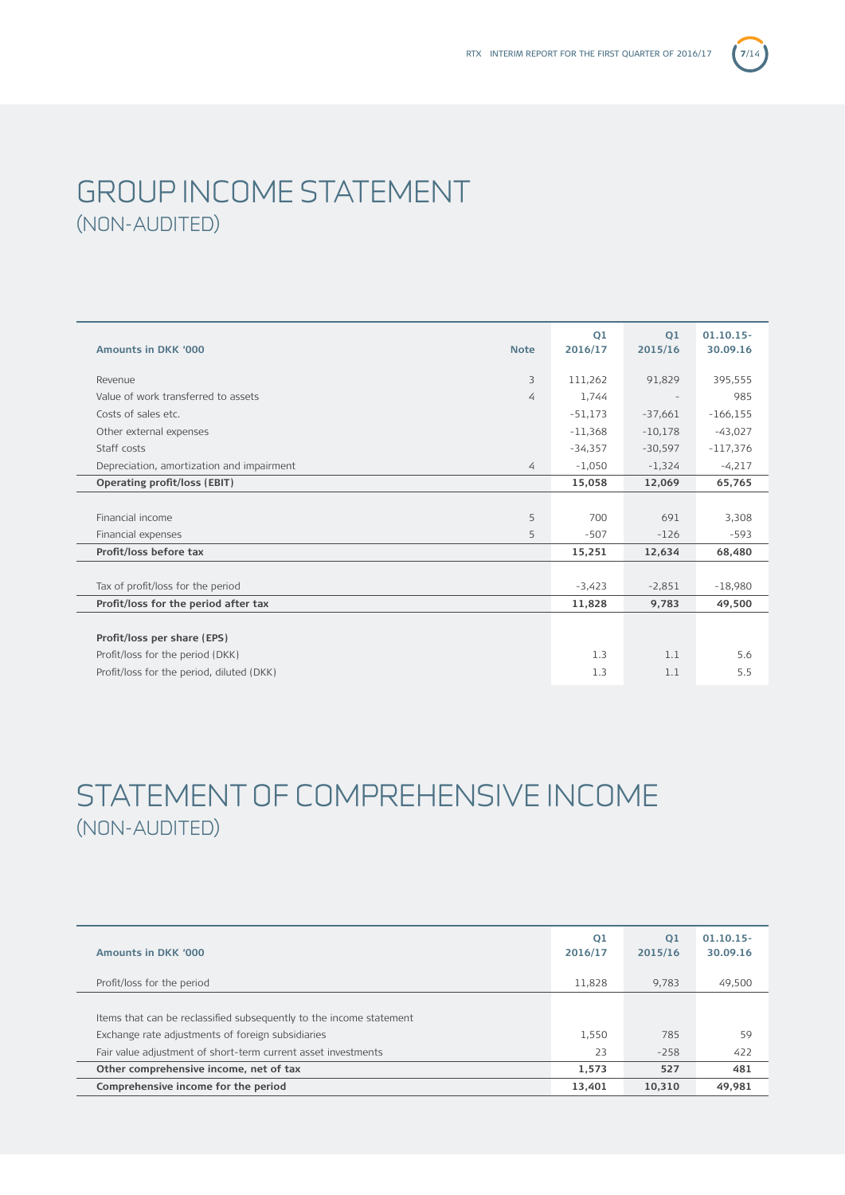# GROUP INCOME STATEMENT
## (NON-AUDITED)

| Amounts in DKK '000 | Note | Q1 2016/17 | Q1 2015/16 | 01.10.15-30.09.16 |
|---|---|---|---|---|
| Revenue | 3 | 111,262 | 91,829 | 395,555 |
| Value of work transferred to assets | 4 | 1,744 | - | 985 |
| Costs of sales etc. | | -51,173 | -37,661 | -166,155 |
| Other external expenses | | -11,368 | -10,178 | -43,027 |
| Staff costs | | -34,357 | -30,597 | -117,376 |
| Depreciation, amortization and impairment | 4 | -1,050 | -1,324 | -4,217 |
| **Operating profit/loss (EBIT)** | | **15,058** | **12,069** | **65,765** |
| | | | | |
| Financial income | 5 | 700 | 691 | 3,308 |
| Financial expenses | 5 | -507 | -126 | -593 |
| **Profit/loss before tax** | | **15,251** | **12,634** | **68,480** |
| | | | | |
| Tax of profit/loss for the period | | -3,423 | -2,851 | -18,980 |
| **Profit/loss for the period after tax** | | **11,828** | **9,783** | **49,500** |
| | | | | |
| **Profit/loss per share (EPS)** | | | | |
| Profit/loss for the period (DKK) | | 1.3 | 1.1 | 5.6 |
| Profit/loss for the period, diluted (DKK) | | 1.3 | 1.1 | 5.5 |

# STATEMENT OF COMPREHENSIVE INCOME
## (NON-AUDITED)

| Amounts in DKK '000 | Q1 2016/17 | Q1 2015/16 | 01.10.15-30.09.16 |
|---|---|---|---|
| Profit/loss for the period | 11,828 | 9,783 | 49,500 |
| | | | |
| Items that can be reclassified subsequently to the income statement | | | |
| Exchange rate adjustments of foreign subsidiaries | 1,550 | 785 | 59 |
| Fair value adjustment of short-term current asset investments | 23 | -258 | 422 |
| **Other comprehensive income, net of tax** | **1,573** | **527** | **481** |
| **Comprehensive income for the period** | **13,401** | **10,310** | **49,981** |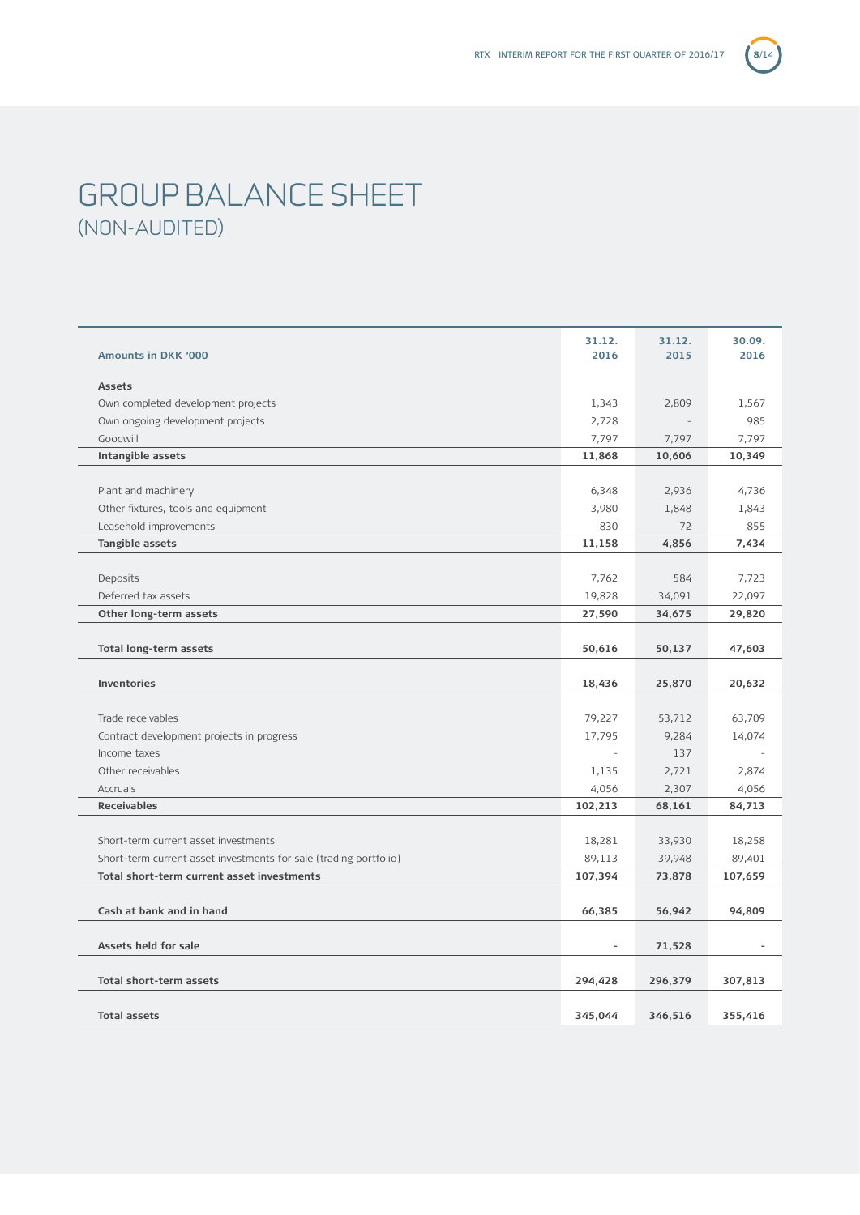# GROUP BALANCE SHEET
## (NON-AUDITED)

| Amounts in DKK '000 | 31.12. 2016 | 31.12. 2015 | 30.09. 2016 |
|---|---|---|---|
| **Assets** | | | |
| Own completed development projects | 1,343 | 2,809 | 1,567 |
| Own ongoing development projects | 2,728 | - | 985 |
| Goodwill | 7,797 | 7,797 | 7,797 |
| **Intangible assets** | **11,868** | **10,606** | **10,349** |
| | | | |
| Plant and machinery | 6,348 | 2,936 | 4,736 |
| Other fixtures, tools and equipment | 3,980 | 1,848 | 1,843 |
| Leasehold improvements | 830 | 72 | 855 |
| **Tangible assets** | **11,158** | **4,856** | **7,434** |
| | | | |
| Deposits | 7,762 | 584 | 7,723 |
| Deferred tax assets | 19,828 | 34,091 | 22,097 |
| **Other long-term assets** | **27,590** | **34,675** | **29,820** |
| | | | |
| **Total long-term assets** | **50,616** | **50,137** | **47,603** |
| | | | |
| **Inventories** | **18,436** | **25,870** | **20,632** |
| | | | |
| Trade receivables | 79,227 | 53,712 | 63,709 |
| Contract development projects in progress | 17,795 | 9,284 | 14,074 |
| Income taxes | - | 137 | - |
| Other receivables | 1,135 | 2,721 | 2,874 |
| Accruals | 4,056 | 2,307 | 4,056 |
| **Receivables** | **102,213** | **68,161** | **84,713** |
| | | | |
| Short-term current asset investments | 18,281 | 33,930 | 18,258 |
| Short-term current asset investments for sale (trading portfolio) | 89,113 | 39,948 | 89,401 |
| **Total short-term current asset investments** | **107,394** | **73,878** | **107,659** |
| | | | |
| **Cash at bank and in hand** | **66,385** | **56,942** | **94,809** |
| | | | |
| **Assets held for sale** | **-** | **71,528** | **-** |
| | | | |
| **Total short-term assets** | **294,428** | **296,379** | **307,813** |
| | | | |
| **Total assets** | **345,044** | **346,516** | **355,416** |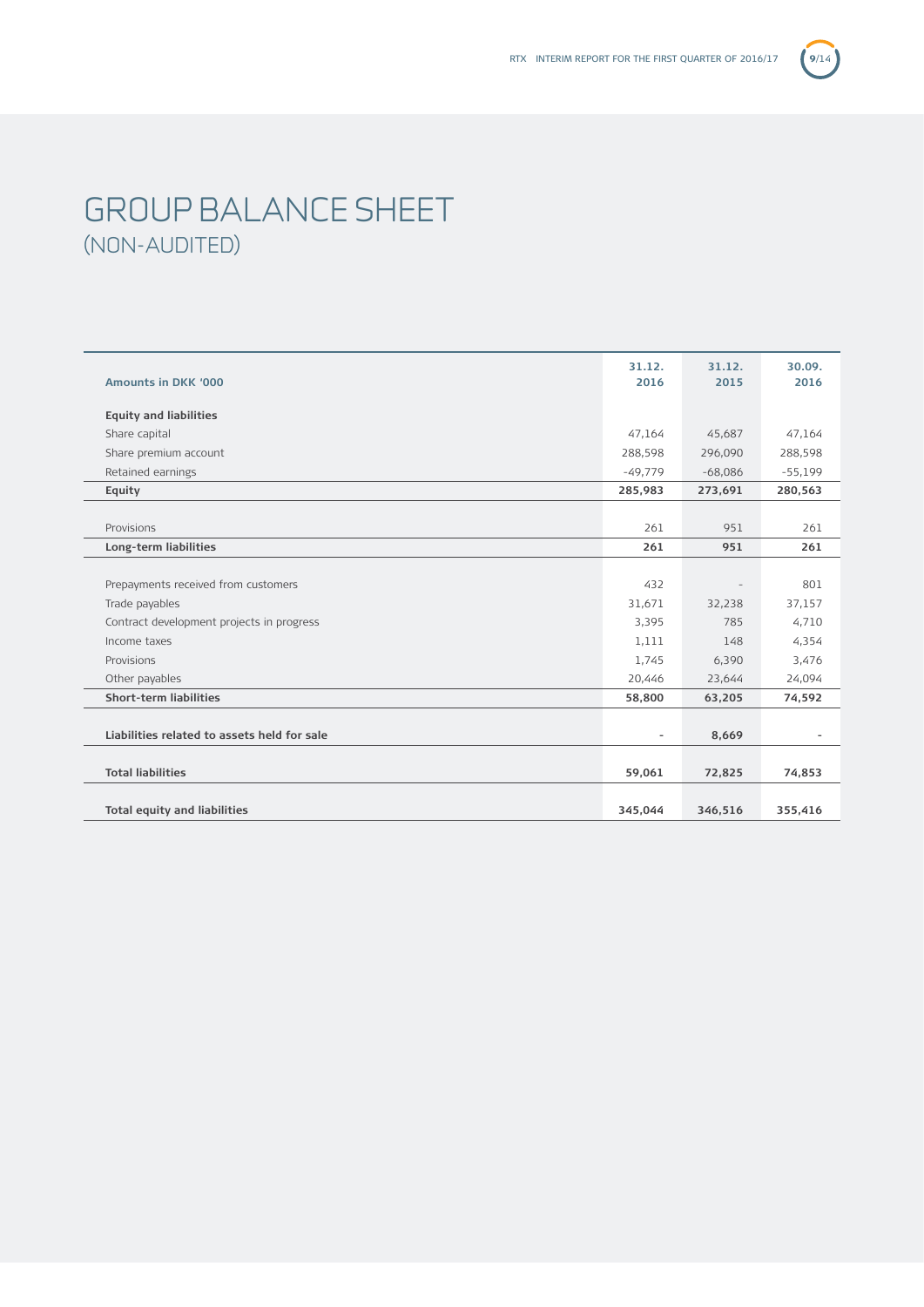# GROUP BALANCE SHEET
## (NON-AUDITED)

| Amounts in DKK '000 | 31.12. 2016 | 31.12. 2015 | 30.09. 2016 |
|---|---|---|---|
| **Equity and liabilities** | | | |
| Share capital | 47,164 | 45,687 | 47,164 |
| Share premium account | 288,598 | 296,090 | 288,598 |
| Retained earnings | -49,779 | -68,086 | -55,199 |
| **Equity** | **285,983** | **273,691** | **280,563** |
| | | | |
| Provisions | 261 | 951 | 261 |
| **Long-term liabilities** | **261** | **951** | **261** |
| | | | |
| Prepayments received from customers | 432 | - | 801 |
| Trade payables | 31,671 | 32,238 | 37,157 |
| Contract development projects in progress | 3,395 | 785 | 4,710 |
| Income taxes | 1,111 | 148 | 4,354 |
| Provisions | 1,745 | 6,390 | 3,476 |
| Other payables | 20,446 | 23,644 | 24,094 |
| **Short-term liabilities** | **58,800** | **63,205** | **74,592** |
| | | | |
| **Liabilities related to assets held for sale** | - | **8,669** | - |
| | | | |
| **Total liabilities** | **59,061** | **72,825** | **74,853** |
| | | | |
| **Total equity and liabilities** | **345,044** | **346,516** | **355,416** |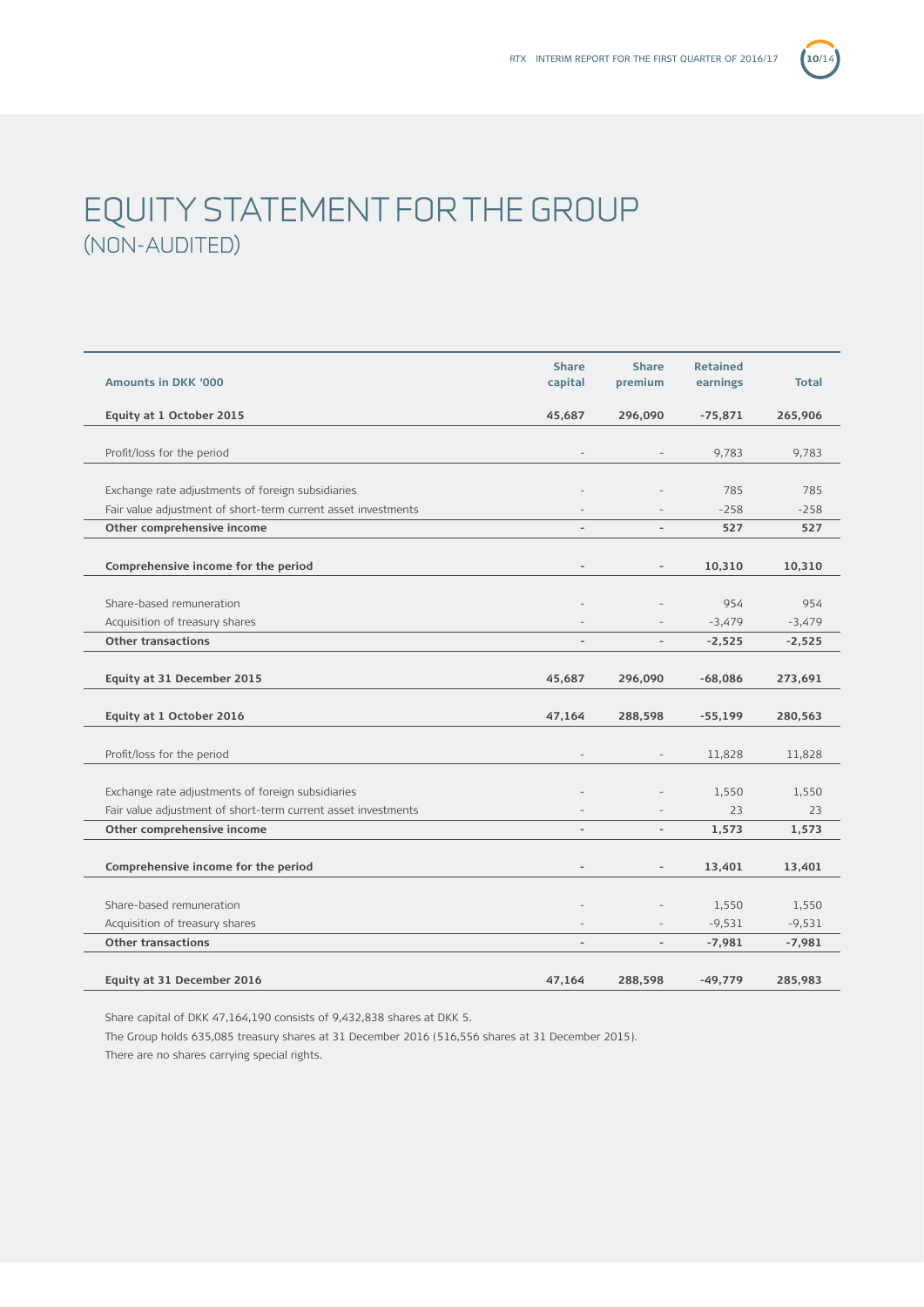# EQUITY STATEMENT FOR THE GROUP
## (NON-AUDITED)

| Amounts in DKK '000 | Share capital | Share premium | Retained earnings | Total |
|---|---|---|---|---|
| **Equity at 1 October 2015** | **45,687** | **296,090** | **-75,871** | **265,906** |
| Profit/loss for the period | - | - | 9,783 | 9,783 |
| Exchange rate adjustments of foreign subsidiaries | - | - | 785 | 785 |
| Fair value adjustment of short-term current asset investments | - | - | -258 | -258 |
| **Other comprehensive income** | **-** | **-** | **527** | **527** |
| **Comprehensive income for the period** | **-** | **-** | **10,310** | **10,310** |
| Share-based remuneration | - | - | 954 | 954 |
| Acquisition of treasury shares | - | - | -3,479 | -3,479 |
| **Other transactions** | **-** | **-** | **-2,525** | **-2,525** |
| **Equity at 31 December 2015** | **45,687** | **296,090** | **-68,086** | **273,691** |
| **Equity at 1 October 2016** | **47,164** | **288,598** | **-55,199** | **280,563** |
| Profit/loss for the period | - | - | 11,828 | 11,828 |
| Exchange rate adjustments of foreign subsidiaries | - | - | 1,550 | 1,550 |
| Fair value adjustment of short-term current asset investments | - | - | 23 | 23 |
| **Other comprehensive income** | **-** | **-** | **1,573** | **1,573** |
| **Comprehensive income for the period** | **-** | **-** | **13,401** | **13,401** |
| Share-based remuneration | - | - | 1,550 | 1,550 |
| Acquisition of treasury shares | - | - | -9,531 | -9,531 |
| **Other transactions** | **-** | **-** | **-7,981** | **-7,981** |
| **Equity at 31 December 2016** | **47,164** | **288,598** | **-49,779** | **285,983** |

Share capital of DKK 47,164,190 consists of 9,432,838 shares at DKK 5.

The Group holds 635,085 treasury shares at 31 December 2016 (516,556 shares at 31 December 2015).

There are no shares carrying special rights.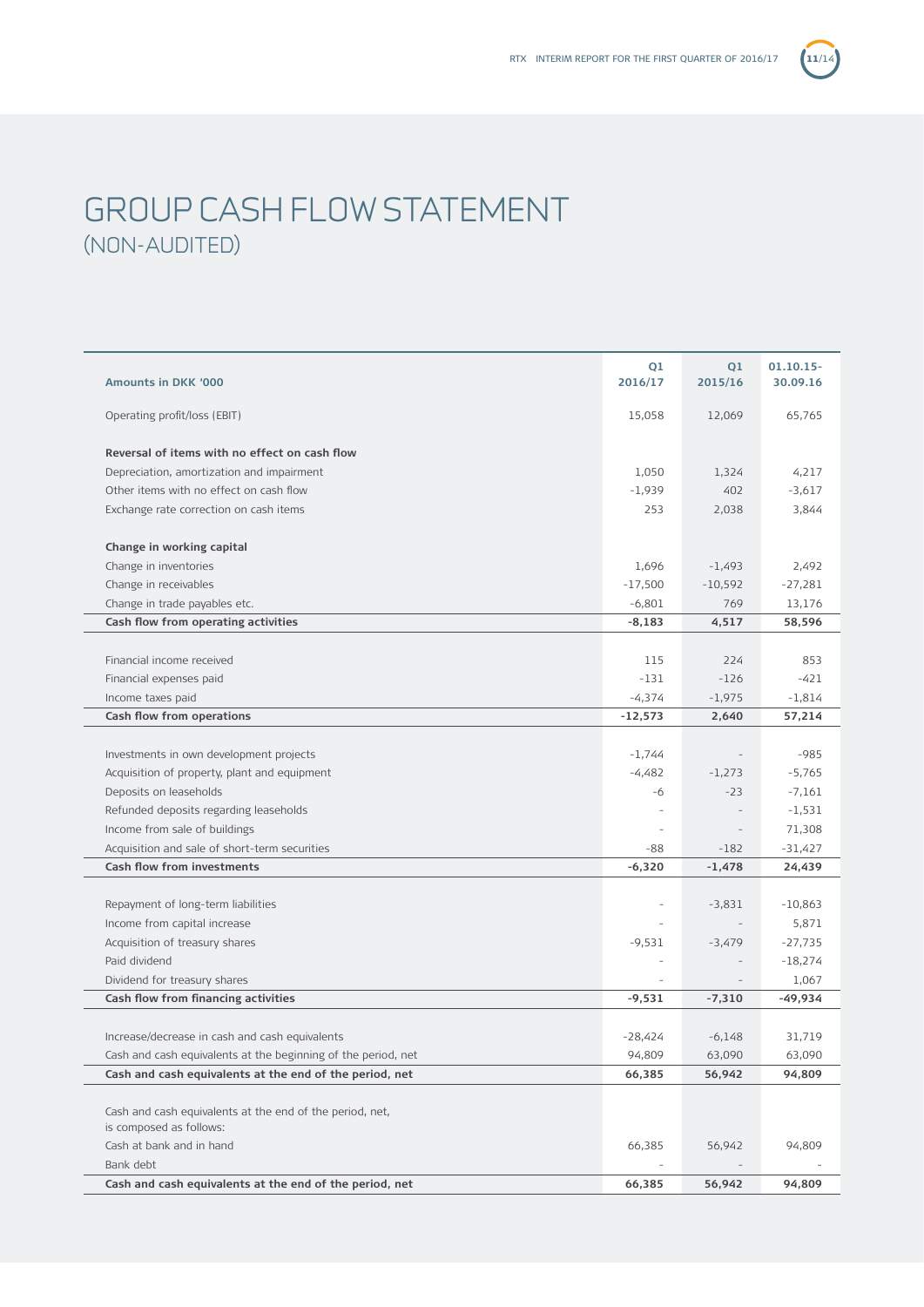# GROUP CASH FLOW STATEMENT
## (NON-AUDITED)

| Amounts in DKK '000 | Q1 2016/17 | Q1 2015/16 | 01.10.15-30.09.16 |
|---|---|---|---|
| Operating profit/loss (EBIT) | 15,058 | 12,069 | 65,765 |
| | | | |
| **Reversal of items with no effect on cash flow** | | | |
| Depreciation, amortization and impairment | 1,050 | 1,324 | 4,217 |
| Other items with no effect on cash flow | -1,939 | 402 | -3,617 |
| Exchange rate correction on cash items | 253 | 2,038 | 3,844 |
| | | | |
| **Change in working capital** | | | |
| Change in inventories | 1,696 | -1,493 | 2,492 |
| Change in receivables | -17,500 | -10,592 | -27,281 |
| Change in trade payables etc. | -6,801 | 769 | 13,176 |
| **Cash flow from operating activities** | **-8,183** | **4,517** | **58,596** |
| | | | |
| Financial income received | 115 | 224 | 853 |
| Financial expenses paid | -131 | -126 | -421 |
| Income taxes paid | -4,374 | -1,975 | -1,814 |
| **Cash flow from operations** | **-12,573** | **2,640** | **57,214** |
| | | | |
| Investments in own development projects | -1,744 | - | -985 |
| Acquisition of property, plant and equipment | -4,482 | -1,273 | -5,765 |
| Deposits on leaseholds | -6 | -23 | -7,161 |
| Refunded deposits regarding leaseholds | - | - | -1,531 |
| Income from sale of buildings | - | - | 71,308 |
| Acquisition and sale of short-term securities | -88 | -182 | -31,427 |
| **Cash flow from investments** | **-6,320** | **-1,478** | **24,439** |
| | | | |
| Repayment of long-term liabilities | - | -3,831 | -10,863 |
| Income from capital increase | - | - | 5,871 |
| Acquisition of treasury shares | -9,531 | -3,479 | -27,735 |
| Paid dividend | - | - | -18,274 |
| Dividend for treasury shares | - | - | 1,067 |
| **Cash flow from financing activities** | **-9,531** | **-7,310** | **-49,934** |
| | | | |
| Increase/decrease in cash and cash equivalents | -28,424 | -6,148 | 31,719 |
| Cash and cash equivalents at the beginning of the period, net | 94,809 | 63,090 | 63,090 |
| **Cash and cash equivalents at the end of the period, net** | **66,385** | **56,942** | **94,809** |
| | | | |
| Cash and cash equivalents at the end of the period, net, is composed as follows: | | | |
| Cash at bank and in hand | 66,385 | 56,942 | 94,809 |
| Bank debt | - | - | - |
| **Cash and cash equivalents at the end of the period, net** | **66,385** | **56,942** | **94,809** |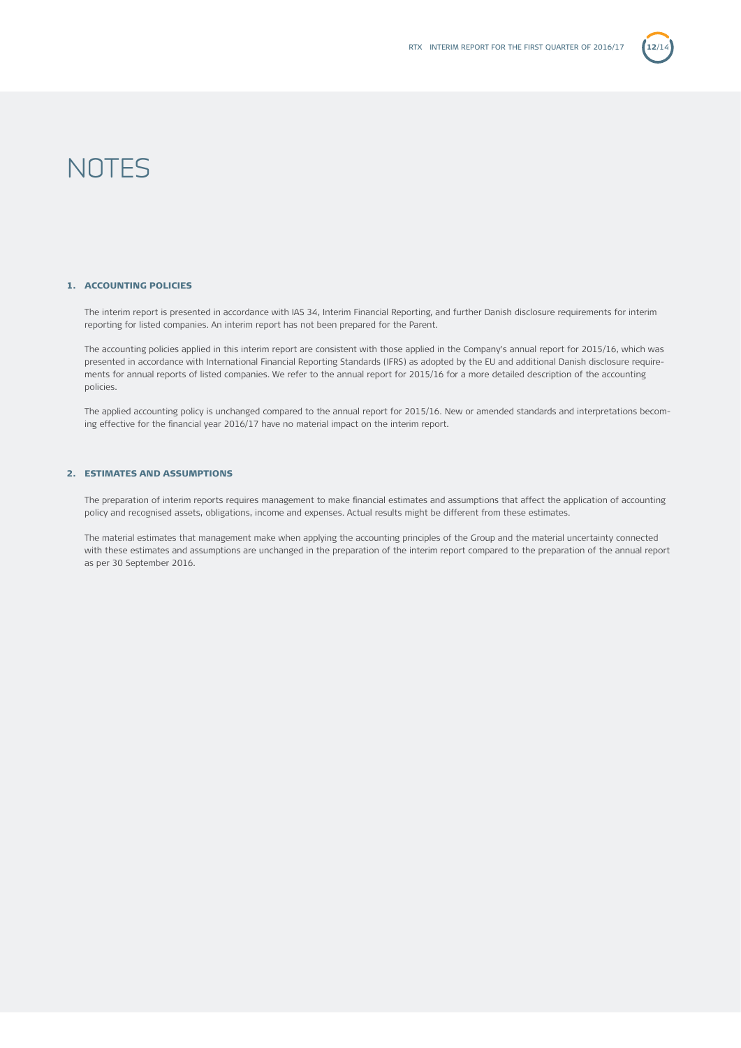# NOTES

## 1. ACCOUNTING POLICIES

The interim report is presented in accordance with IAS 34, Interim Financial Reporting, and further Danish disclosure requirements for interim reporting for listed companies. An interim report has not been prepared for the Parent.

The accounting policies applied in this interim report are consistent with those applied in the Company's annual report for 2015/16, which was presented in accordance with International Financial Reporting Standards (IFRS) as adopted by the EU and additional Danish disclosure requirements for annual reports of listed companies. We refer to the annual report for 2015/16 for a more detailed description of the accounting policies.

The applied accounting policy is unchanged compared to the annual report for 2015/16. New or amended standards and interpretations becoming effective for the financial year 2016/17 have no material impact on the interim report.

## 2. ESTIMATES AND ASSUMPTIONS

The preparation of interim reports requires management to make financial estimates and assumptions that affect the application of accounting policy and recognised assets, obligations, income and expenses. Actual results might be different from these estimates.

The material estimates that management make when applying the accounting principles of the Group and the material uncertainty connected with these estimates and assumptions are unchanged in the preparation of the interim report compared to the preparation of the annual report as per 30 September 2016.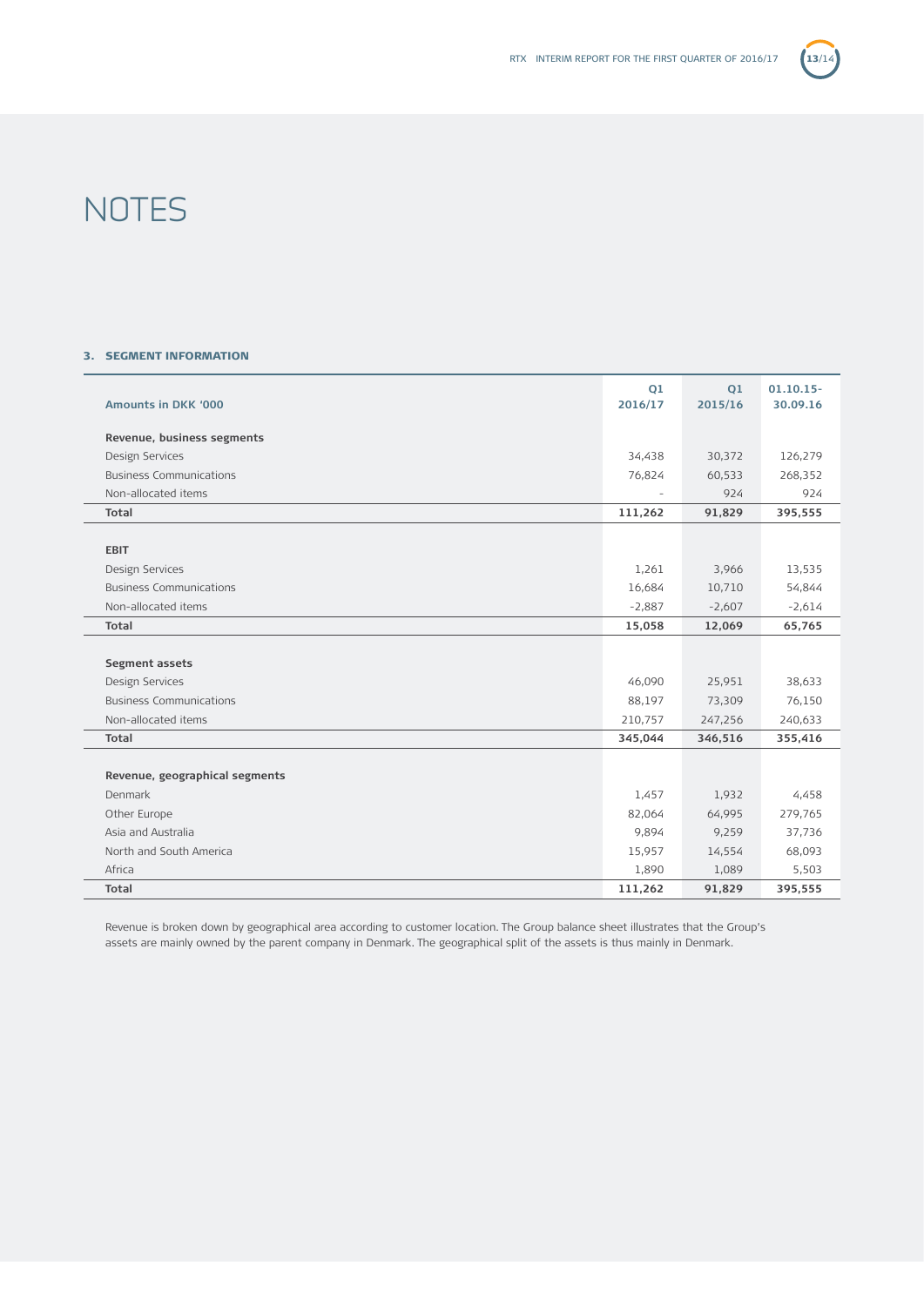# NOTES

### 3. SEGMENT INFORMATION

| Amounts in DKK '000 | Q1 2016/17 | Q1 2015/16 | 01.10.15-30.09.16 |
|---|---|---|---|
| **Revenue, business segments** | | | |
| Design Services | 34,438 | 30,372 | 126,279 |
| Business Communications | 76,824 | 60,533 | 268,352 |
| Non-allocated items | - | 924 | 924 |
| **Total** | **111,262** | **91,829** | **395,555** |
| | | | |
| **EBIT** | | | |
| Design Services | 1,261 | 3,966 | 13,535 |
| Business Communications | 16,684 | 10,710 | 54,844 |
| Non-allocated items | -2,887 | -2,607 | -2,614 |
| **Total** | **15,058** | **12,069** | **65,765** |
| | | | |
| **Segment assets** | | | |
| Design Services | 46,090 | 25,951 | 38,633 |
| Business Communications | 88,197 | 73,309 | 76,150 |
| Non-allocated items | 210,757 | 247,256 | 240,633 |
| **Total** | **345,044** | **346,516** | **355,416** |
| | | | |
| **Revenue, geographical segments** | | | |
| Denmark | 1,457 | 1,932 | 4,458 |
| Other Europe | 82,064 | 64,995 | 279,765 |
| Asia and Australia | 9,894 | 9,259 | 37,736 |
| North and South America | 15,957 | 14,554 | 68,093 |
| Africa | 1,890 | 1,089 | 5,503 |
| **Total** | **111,262** | **91,829** | **395,555** |

Revenue is broken down by geographical area according to customer location. The Group balance sheet illustrates that the Group's assets are mainly owned by the parent company in Denmark. The geographical split of the assets is thus mainly in Denmark.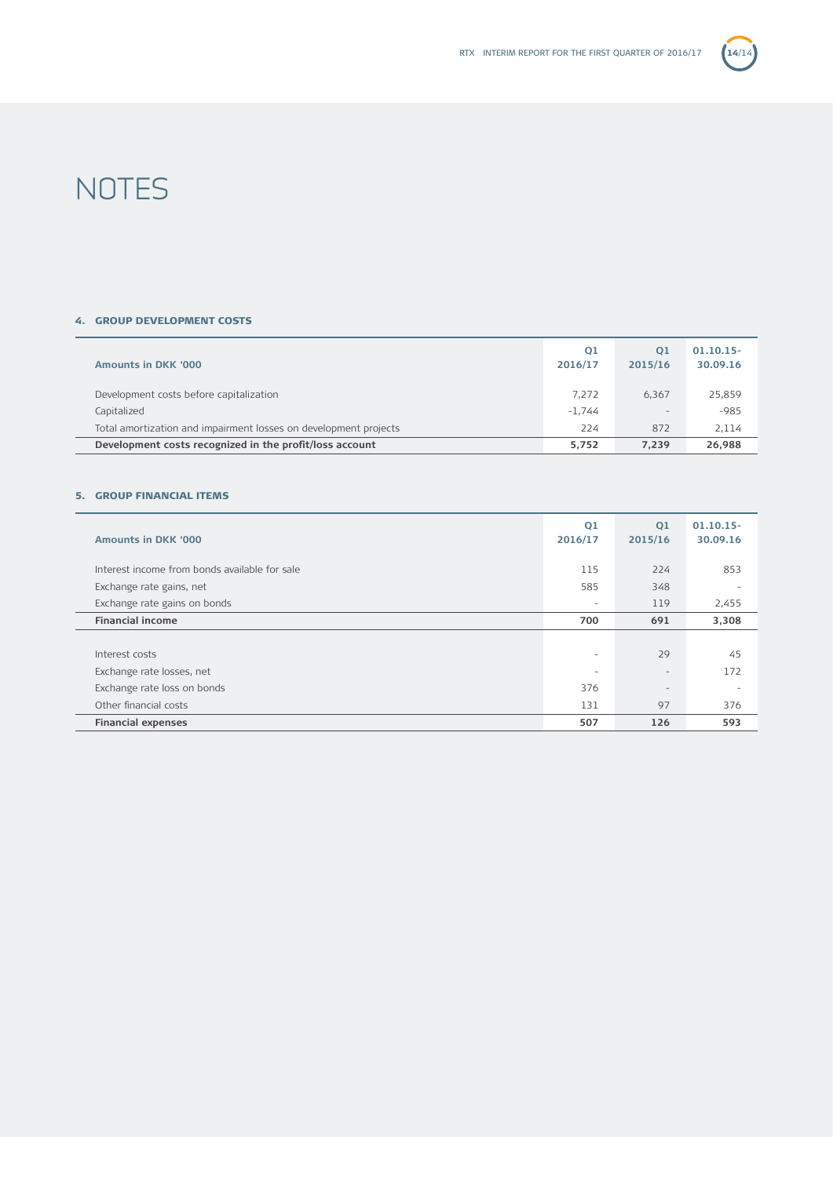# NOTES

### 4. GROUP DEVELOPMENT COSTS

| Amounts in DKK '000 | Q1 2016/17 | Q1 2015/16 | 01.10.15-30.09.16 |
|---|---|---|---|
| Development costs before capitalization | 7,272 | 6,367 | 25,859 |
| Capitalized | -1,744 | - | -985 |
| Total amortization and impairment losses on development projects | 224 | 872 | 2,114 |
| **Development costs recognized in the profit/loss account** | **5,752** | **7,239** | **26,988** |

### 5. GROUP FINANCIAL ITEMS

| Amounts in DKK '000 | Q1 2016/17 | Q1 2015/16 | 01.10.15-30.09.16 |
|---|---|---|---|
| Interest income from bonds available for sale | 115 | 224 | 853 |
| Exchange rate gains, net | 585 | 348 | - |
| Exchange rate gains on bonds | - | 119 | 2,455 |
| **Financial income** | **700** | **691** | **3,308** |
| | | | |
| Interest costs | - | 29 | 45 |
| Exchange rate losses, net | - | - | 172 |
| Exchange rate loss on bonds | 376 | - | - |
| Other financial costs | 131 | 97 | 376 |
| **Financial expenses** | **507** | **126** | **593** |